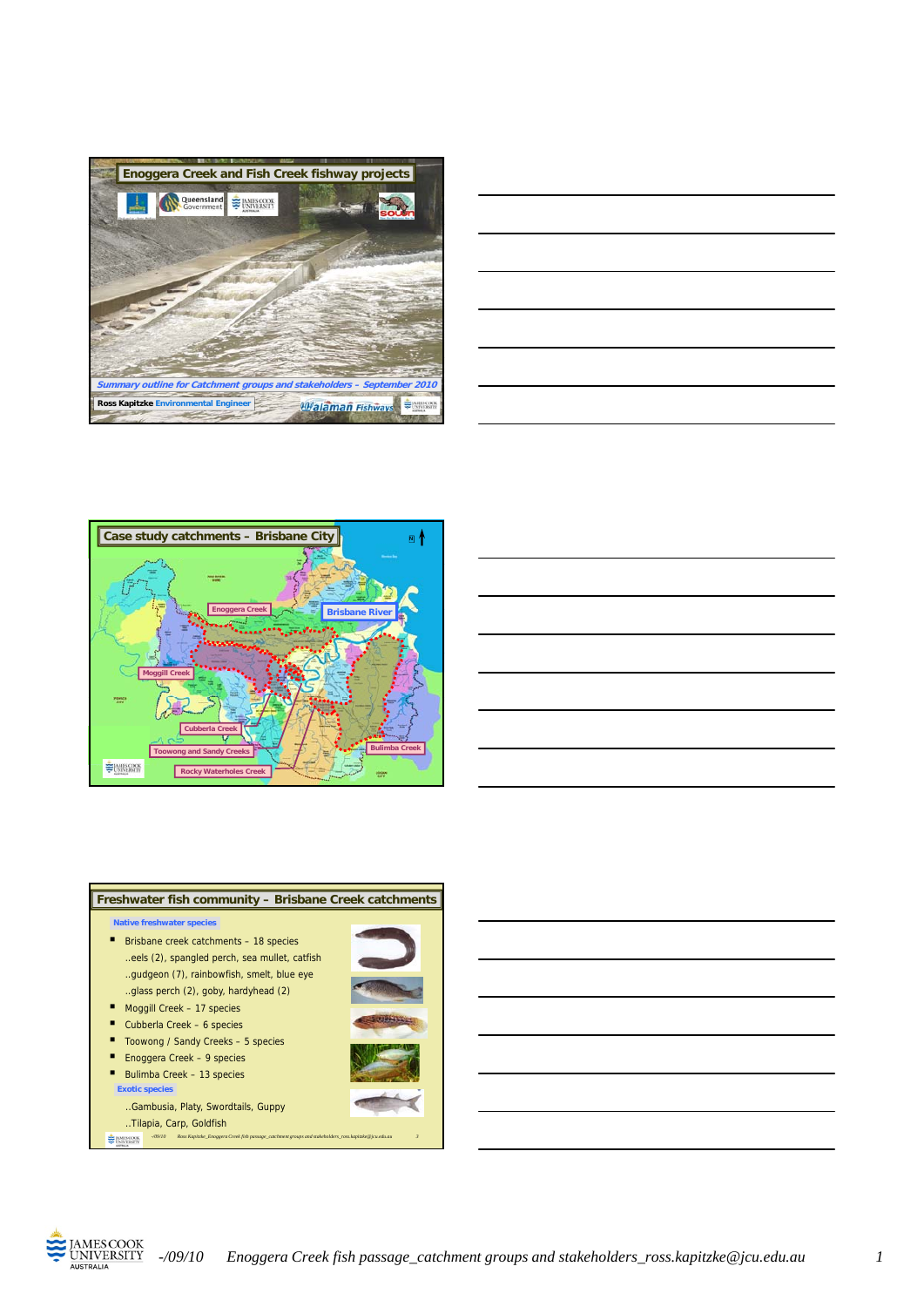## Enoggera Creek and Fish Creek fishway projects

*Summary outline for Catchment groups and stakeholders – September 2010*

**Ross Kapitzke** Environmental Engineer

## Case study catchments – Brisbane City

- Enoggera Creek
- Brisbane River
- Moggill Creek
- Cubberla Creek
- Toowong and Sandy Creeks
- Rocky Waterholes Creek
- Bulimba Creek

## Freshwater fish community – Brisbane Creek catchments

**Native freshwater species**

- Brisbane creek catchments – 18 species
  ..eels (2), spangled perch, sea mullet, catfish
  ..gudgeon (7), rainbowfish, smelt, blue eye
  ..glass perch (2), goby, hardyhead (2)
- Moggill Creek – 17 species
- Cubberla Creek – 6 species
- Toowong / Sandy Creeks – 5 species
- Enoggera Creek – 9 species
- Bulimba Creek – 13 species

**Exotic species**

..Gambusia, Platy, Swordtails, Guppy
..Tilapia, Carp, Goldfish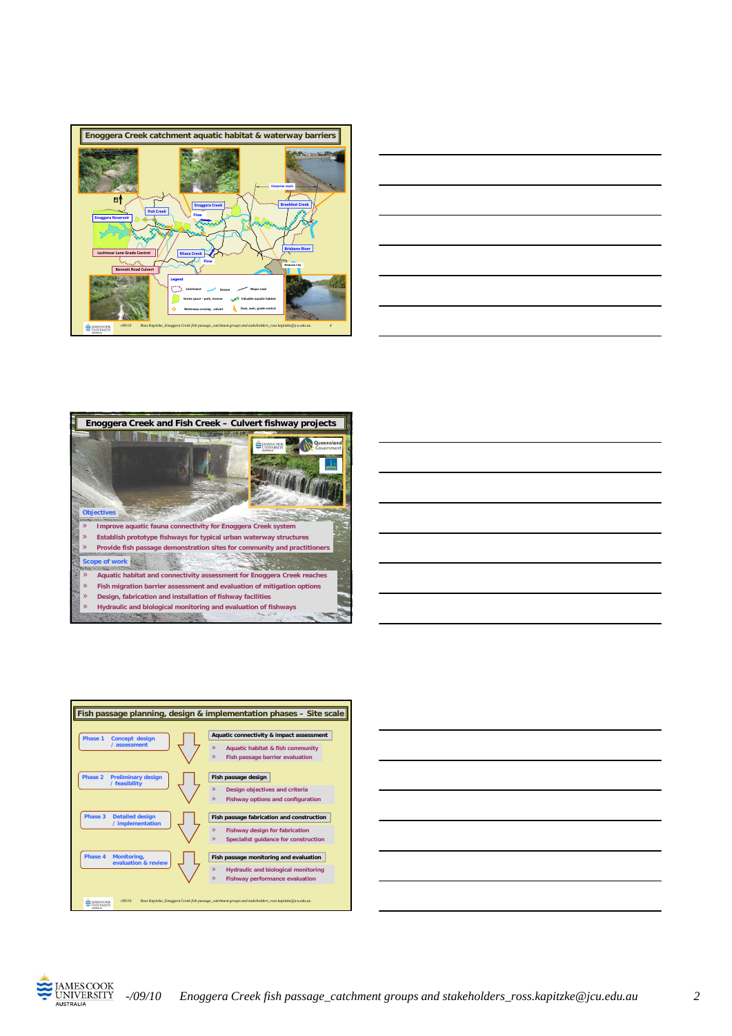## Enoggera Creek catchment aquatic habitat & waterway barriers

Estuarine reach

Breakfast Creek

Enoggera Creek

Flow

Fish Creek

Enoggera Reservoir

Lochinvar Lane Grade Control

Bennett Road Culvert

Ithaca Creek

Flow

Brisbane River

Brisbane City

Legend

Catchment — Stream — Major road

Green space – park, reserve — Valuable aquatic habitat

Waterway crossing - culvert — Dam, weir, grade control

## Enoggera Creek and Fish Creek – Culvert fishway projects

**Objectives**

- Improve aquatic fauna connectivity for Enoggera Creek system
- Establish prototype fishways for typical urban waterway structures
- Provide fish passage demonstration sites for community and practitioners

**Scope of work**

- Aquatic habitat and connectivity assessment for Enoggera Creek reaches
- Fish migration barrier assessment and evaluation of mitigation options
- Design, fabrication and installation of fishway facilities
- Hydraulic and biological monitoring and evaluation of fishways

## Fish passage planning, design & implementation phases – Site scale

**Phase 1** Concept design / assessment

**Aquatic connectivity & impact assessment**

- Aquatic habitat & fish community
- Fish passage barrier evaluation

**Phase 2** Preliminary design / feasibility

**Fish passage design**

- Design objectives and criteria
- Fishway options and configuration

**Phase 3** Detailed design / implementation

**Fish passage fabrication and construction**

- Fishway design for fabrication
- Specialist guidance for construction

**Phase 4** Monitoring, evaluation & review

**Fish passage monitoring and evaluation**

- Hydraulic and biological monitoring
- Fishway performance evaluation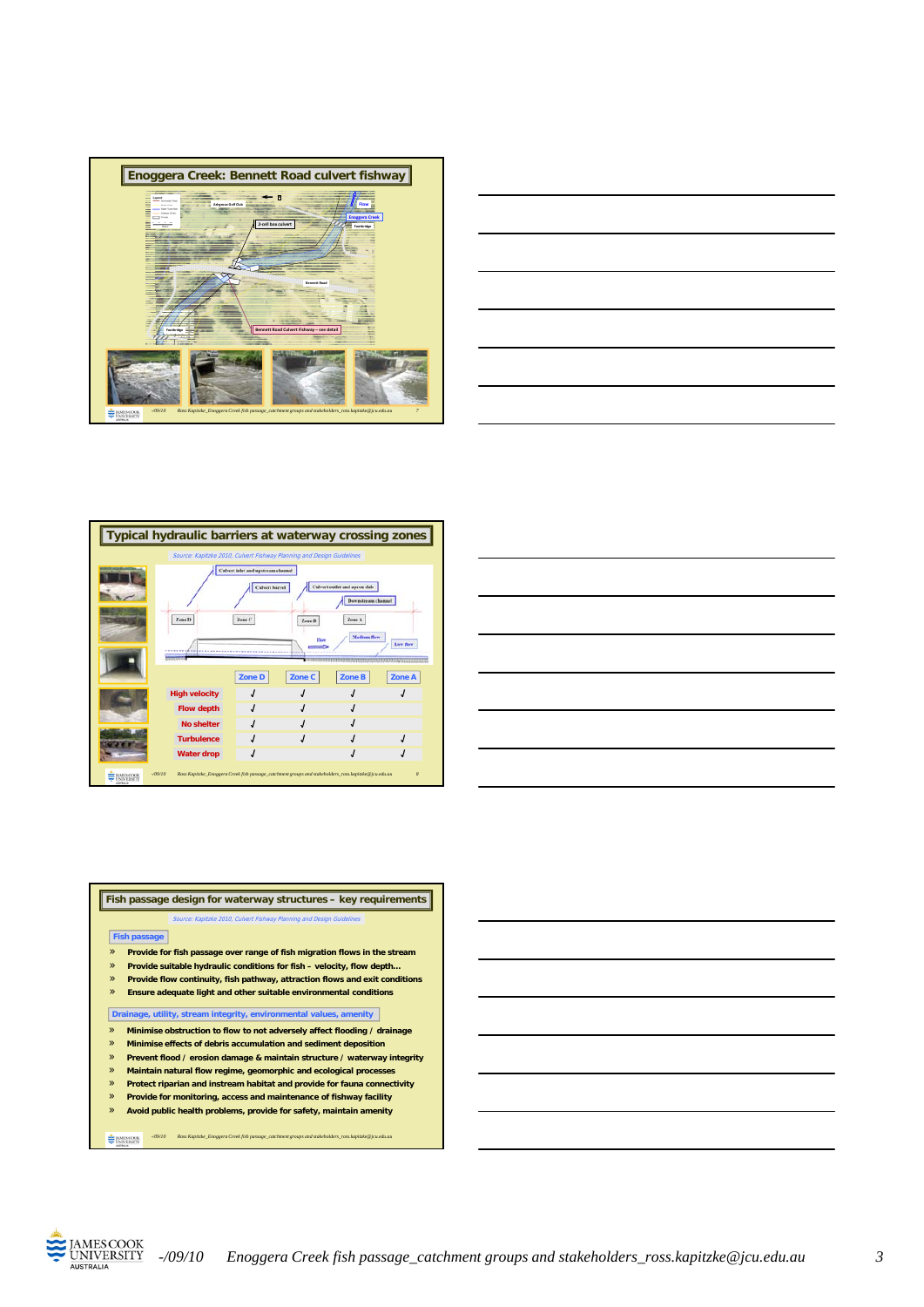## Enoggera Creek: Bennett Road culvert fishway

Flow

Ashgrove Golf Club

Enoggera Creek

2-cell box culvert

Footbridge

Bennett Road

Footbridge

Bennett Road Culvert Fishway – see detail

## Typical hydraulic barriers at waterway crossing zones

*Source: Kapitzke 2010, Culvert Fishway Planning and Design Guidelines*

Culvert inlet and upstream channel

Culvert barrel

Culvert outlet and apron slab

Downstream channel

Zone D

Zone C

Zone B

Zone A

Flow

Medium flow

Low flow

| | Zone D | Zone C | Zone B | Zone A |
|---|---|---|---|---|
| High velocity | √ | √ | √ | √ |
| Flow depth | √ | √ | √ | |
| No shelter | √ | √ | √ | |
| Turbulence | √ | √ | √ | √ |
| Water drop | √ | | √ | √ |

## Fish passage design for waterway structures – key requirements

*Source: Kapitzke 2010, Culvert Fishway Planning and Design Guidelines*

### Fish passage

- **Provide for fish passage over range of fish migration flows in the stream**
- **Provide suitable hydraulic conditions for fish – velocity, flow depth…**
- **Provide flow continuity, fish pathway, attraction flows and exit conditions**
- **Ensure adequate light and other suitable environmental conditions**

### Drainage, utility, stream integrity, environmental values, amenity

- **Minimise obstruction to flow to not adversely affect flooding / drainage**
- **Minimise effects of debris accumulation and sediment deposition**
- **Prevent flood / erosion damage & maintain structure / waterway integrity**
- **Maintain natural flow regime, geomorphic and ecological processes**
- **Protect riparian and instream habitat and provide for fauna connectivity**
- **Provide for monitoring, access and maintenance of fishway facility**
- **Avoid public health problems, provide for safety, maintain amenity**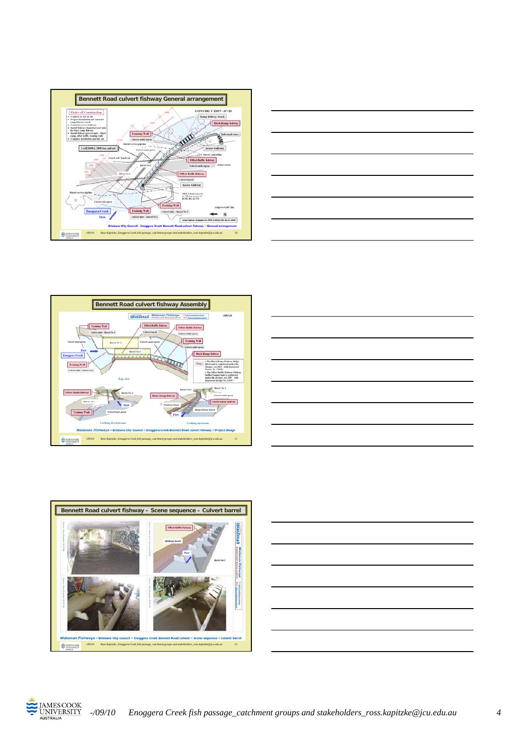## Bennett Road culvert fishway General arrangement

## Bennett Road culvert fishway Assembly

## Bennett Road culvert fishway - Scene sequence - Culvert barrel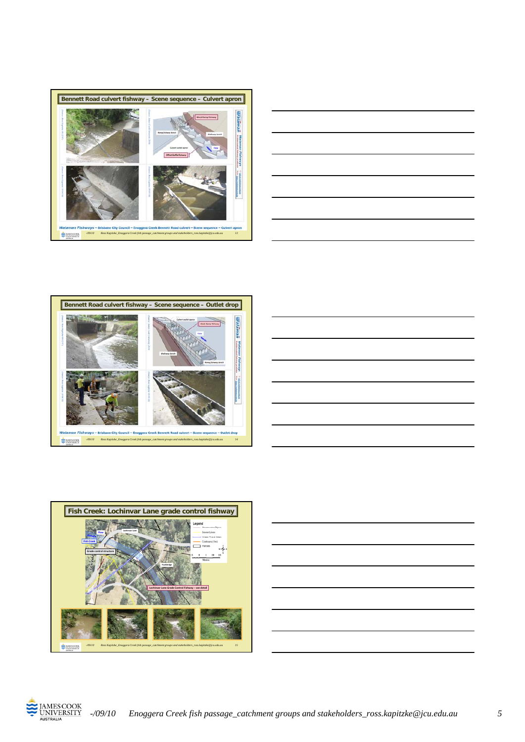## Bennett Road culvert fishway – Scene sequence – Culvert apron

*Walaman Fishways* – Brisbane City Council – Enoggera Creek Bennett Road culvert – Scene sequence – Culvert apron

-/09/10 Ross Kapitzke_Enoggera Creek fish passage_catchment groups and stakeholders_ross.kapitzke@jcu.edu.au 13

## Bennett Road culvert fishway – Scene sequence – Outlet drop

*Walaman Fishways* – Brisbane City Council – Enoggera Creek Bennett Road culvert – Scene sequence – Outlet drop

-/09/10 Ross Kapitzke_Enoggera Creek fish passage_catchment groups and stakeholders_ross.kapitzke@jcu.edu.au 14

## Fish Creek: Lochinvar Lane grade control fishway

-/09/10 Ross Kapitzke_Enoggera Creek fish passage_catchment groups and stakeholders_ross.kapitzke@jcu.edu.au 15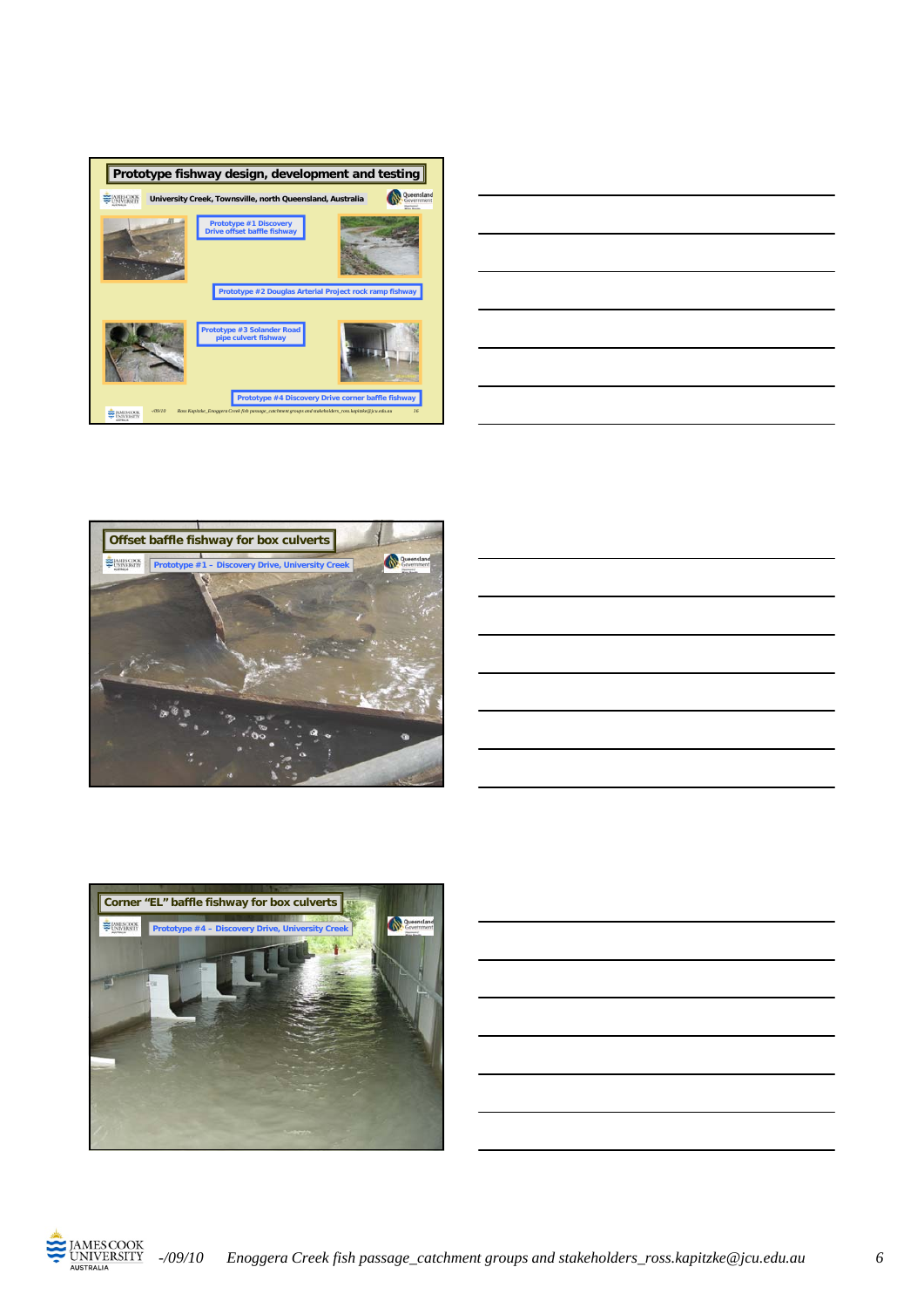## Prototype fishway design, development and testing

University Creek, Townsville, north Queensland, Australia

Prototype #1 Discovery Drive offset baffle fishway

Prototype #2 Douglas Arterial Project rock ramp fishway

Prototype #3 Solander Road pipe culvert fishway

Prototype #4 Discovery Drive corner baffle fishway

## Offset baffle fishway for box culverts

Prototype #1 – Discovery Drive, University Creek

## Corner "EL" baffle fishway for box culverts

Prototype #4 – Discovery Drive, University Creek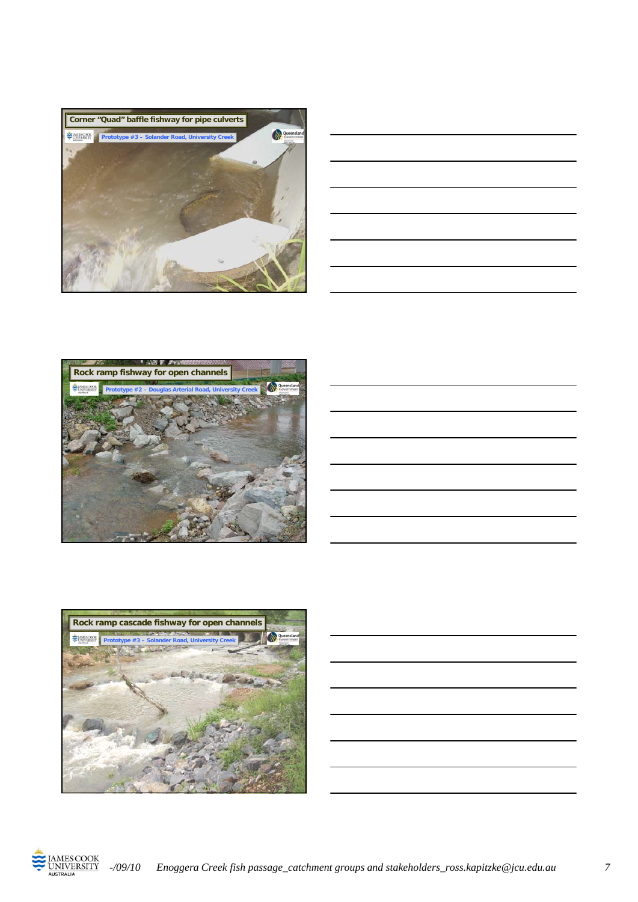## Corner "Quad" baffle fishway for pipe culverts

Prototype #3 – Solander Road, University Creek

## Rock ramp fishway for open channels

Prototype #2 – Douglas Arterial Road, University Creek

## Rock ramp cascade fishway for open channels

Prototype #3 – Solander Road, University Creek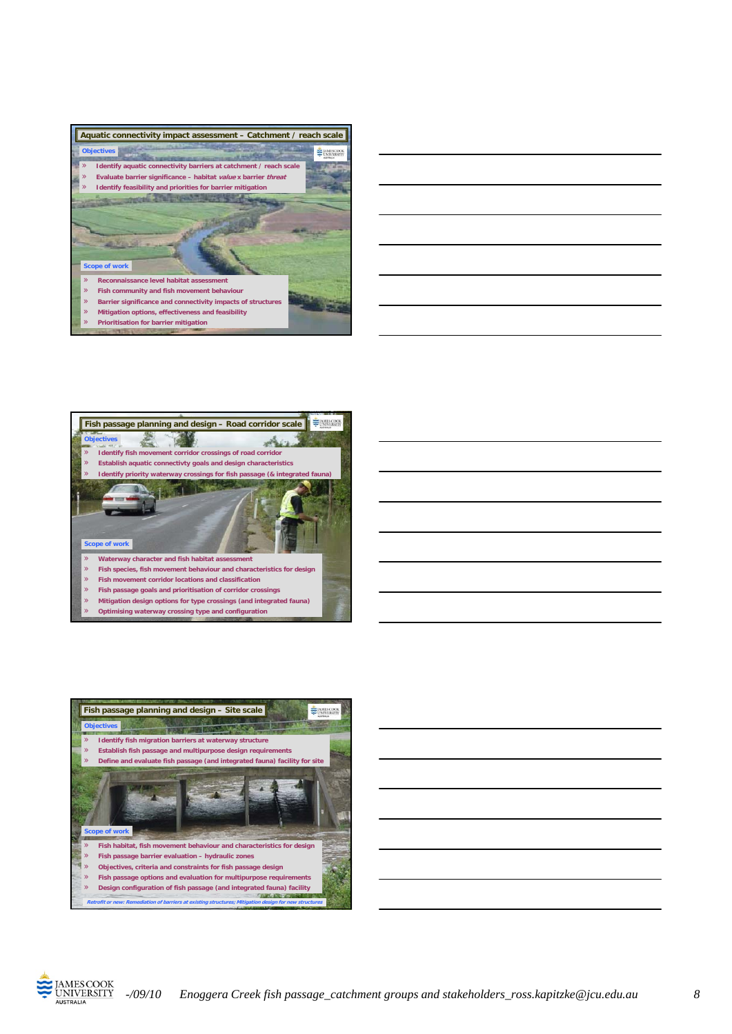## Aquatic connectivity impact assessment – Catchment / reach scale

**Objectives**

- Identify aquatic connectivity barriers at catchment / reach scale
- Evaluate barrier significance – habitat *value* x barrier *threat*
- Identify feasibility and priorities for barrier mitigation

**Scope of work**

- Reconnaissance level habitat assessment
- Fish community and fish movement behaviour
- Barrier significance and connectivity impacts of structures
- Mitigation options, effectiveness and feasibility
- Prioritisation for barrier mitigation

## Fish passage planning and design – Road corridor scale

**Objectives**

- Identify fish movement corridor crossings of road corridor
- Establish aquatic connectivity goals and design characteristics
- Identify priority waterway crossings for fish passage (& integrated fauna)

**Scope of work**

- Waterway character and fish habitat assessment
- Fish species, fish movement behaviour and characteristics for design
- Fish movement corridor locations and classification
- Fish passage goals and prioritisation of corridor crossings
- Mitigation design options for type crossings (and integrated fauna)
- Optimising waterway crossing type and configuration

## Fish passage planning and design – Site scale

**Objectives**

- Identify fish migration barriers at waterway structure
- Establish fish passage and multipurpose design requirements
- Define and evaluate fish passage (and integrated fauna) facility for site

**Scope of work**

- Fish habitat, fish movement behaviour and characteristics for design
- Fish passage barrier evaluation – hydraulic zones
- Objectives, criteria and constraints for fish passage design
- Fish passage options and evaluation for multipurpose requirements
- Design configuration of fish passage (and integrated fauna) facility

*Retrofit or new: Remediation of barriers at existing structures; Mitigation design for new structures*